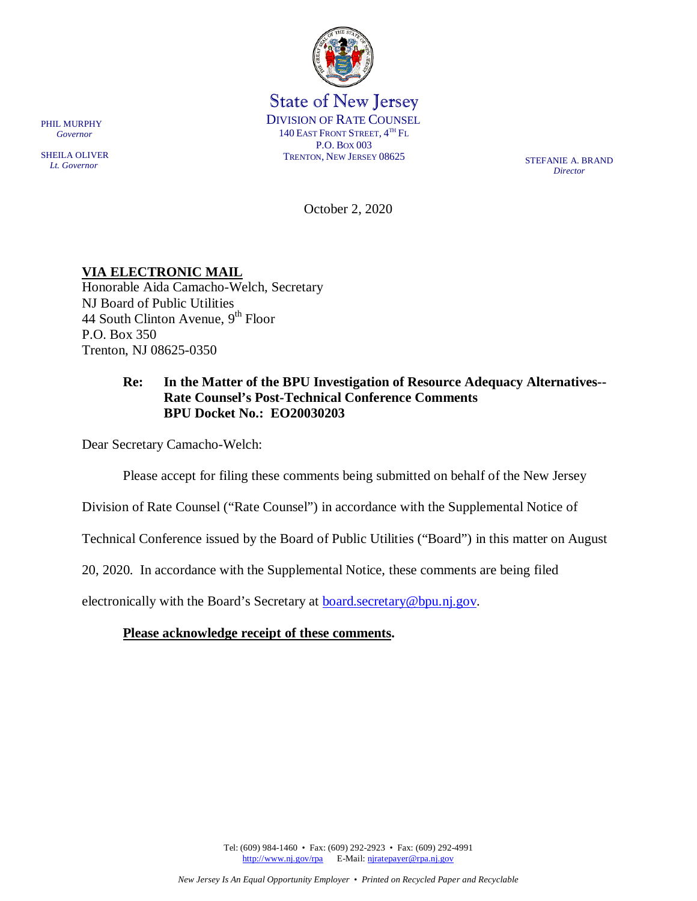PHIL MURPHY
*Governor*

SHEILA OLIVER
*Lt. Governor*

State of New Jersey
DIVISION OF RATE COUNSEL
140 EAST FRONT STREET, 4TH FL
P.O. BOX 003
TRENTON, NEW JERSEY 08625

STEFANIE A. BRAND
*Director*

October 2, 2020

**VIA ELECTRONIC MAIL**
Honorable Aida Camacho-Welch, Secretary
NJ Board of Public Utilities
44 South Clinton Avenue, 9th Floor
P.O. Box 350
Trenton, NJ 08625-0350

**Re: In the Matter of the BPU Investigation of Resource Adequacy Alternatives-- Rate Counsel's Post-Technical Conference Comments BPU Docket No.: EO20030203**

Dear Secretary Camacho-Welch:

Please accept for filing these comments being submitted on behalf of the New Jersey Division of Rate Counsel ("Rate Counsel") in accordance with the Supplemental Notice of Technical Conference issued by the Board of Public Utilities ("Board") in this matter on August 20, 2020. In accordance with the Supplemental Notice, these comments are being filed electronically with the Board's Secretary at board.secretary@bpu.nj.gov.

**Please acknowledge receipt of these comments.**

Tel: (609) 984-1460 • Fax: (609) 292-2923 • Fax: (609) 292-4991
http://www.nj.gov/rpa E-Mail: njratepayer@rpa.nj.gov

*New Jersey Is An Equal Opportunity Employer • Printed on Recycled Paper and Recyclable*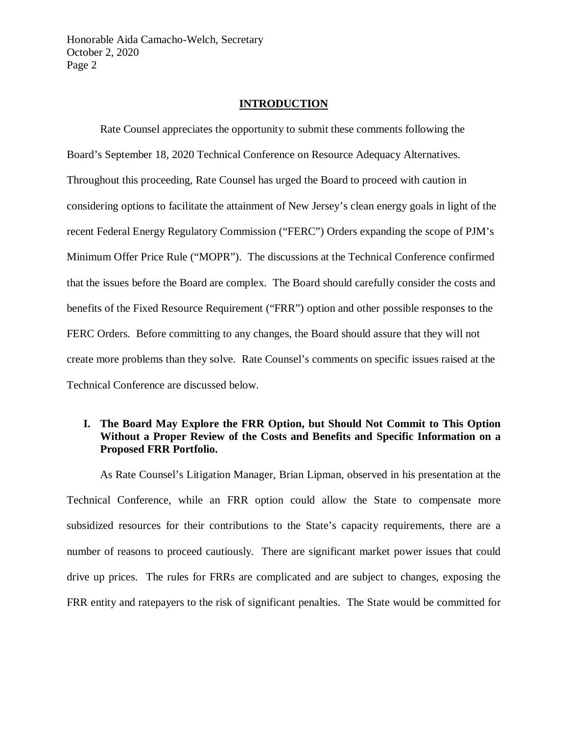## INTRODUCTION

Rate Counsel appreciates the opportunity to submit these comments following the Board's September 18, 2020 Technical Conference on Resource Adequacy Alternatives. Throughout this proceeding, Rate Counsel has urged the Board to proceed with caution in considering options to facilitate the attainment of New Jersey's clean energy goals in light of the recent Federal Energy Regulatory Commission ("FERC") Orders expanding the scope of PJM's Minimum Offer Price Rule ("MOPR"). The discussions at the Technical Conference confirmed that the issues before the Board are complex. The Board should carefully consider the costs and benefits of the Fixed Resource Requirement ("FRR") option and other possible responses to the FERC Orders. Before committing to any changes, the Board should assure that they will not create more problems than they solve. Rate Counsel's comments on specific issues raised at the Technical Conference are discussed below.

### I. The Board May Explore the FRR Option, but Should Not Commit to This Option Without a Proper Review of the Costs and Benefits and Specific Information on a Proposed FRR Portfolio.

As Rate Counsel's Litigation Manager, Brian Lipman, observed in his presentation at the Technical Conference, while an FRR option could allow the State to compensate more subsidized resources for their contributions to the State's capacity requirements, there are a number of reasons to proceed cautiously. There are significant market power issues that could drive up prices. The rules for FRRs are complicated and are subject to changes, exposing the FRR entity and ratepayers to the risk of significant penalties. The State would be committed for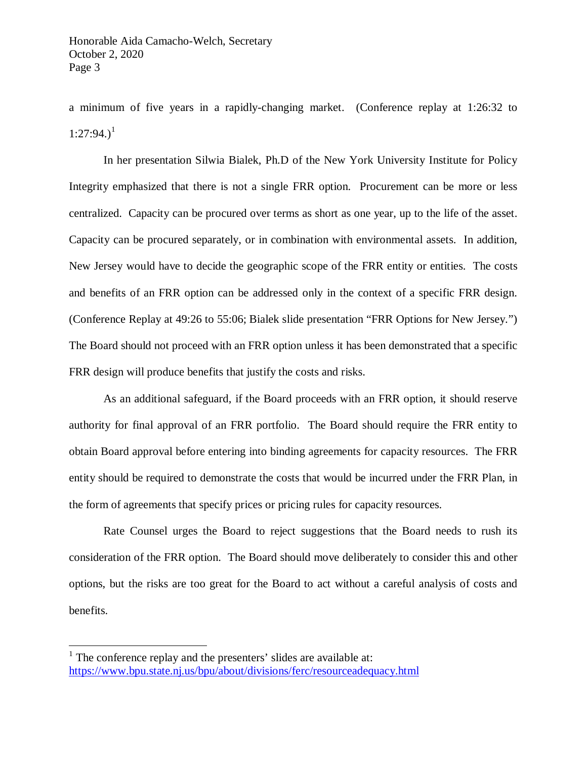a minimum of five years in a rapidly-changing market. (Conference replay at 1:26:32 to 1:27:94.)[1]

In her presentation Silwia Bialek, Ph.D of the New York University Institute for Policy Integrity emphasized that there is not a single FRR option. Procurement can be more or less centralized. Capacity can be procured over terms as short as one year, up to the life of the asset. Capacity can be procured separately, or in combination with environmental assets. In addition, New Jersey would have to decide the geographic scope of the FRR entity or entities. The costs and benefits of an FRR option can be addressed only in the context of a specific FRR design. (Conference Replay at 49:26 to 55:06; Bialek slide presentation "FRR Options for New Jersey.") The Board should not proceed with an FRR option unless it has been demonstrated that a specific FRR design will produce benefits that justify the costs and risks.

As an additional safeguard, if the Board proceeds with an FRR option, it should reserve authority for final approval of an FRR portfolio. The Board should require the FRR entity to obtain Board approval before entering into binding agreements for capacity resources. The FRR entity should be required to demonstrate the costs that would be incurred under the FRR Plan, in the form of agreements that specify prices or pricing rules for capacity resources.

Rate Counsel urges the Board to reject suggestions that the Board needs to rush its consideration of the FRR option. The Board should move deliberately to consider this and other options, but the risks are too great for the Board to act without a careful analysis of costs and benefits.

---

[1] The conference replay and the presenters' slides are available at: https://www.bpu.state.nj.us/bpu/about/divisions/ferc/resourceadequacy.html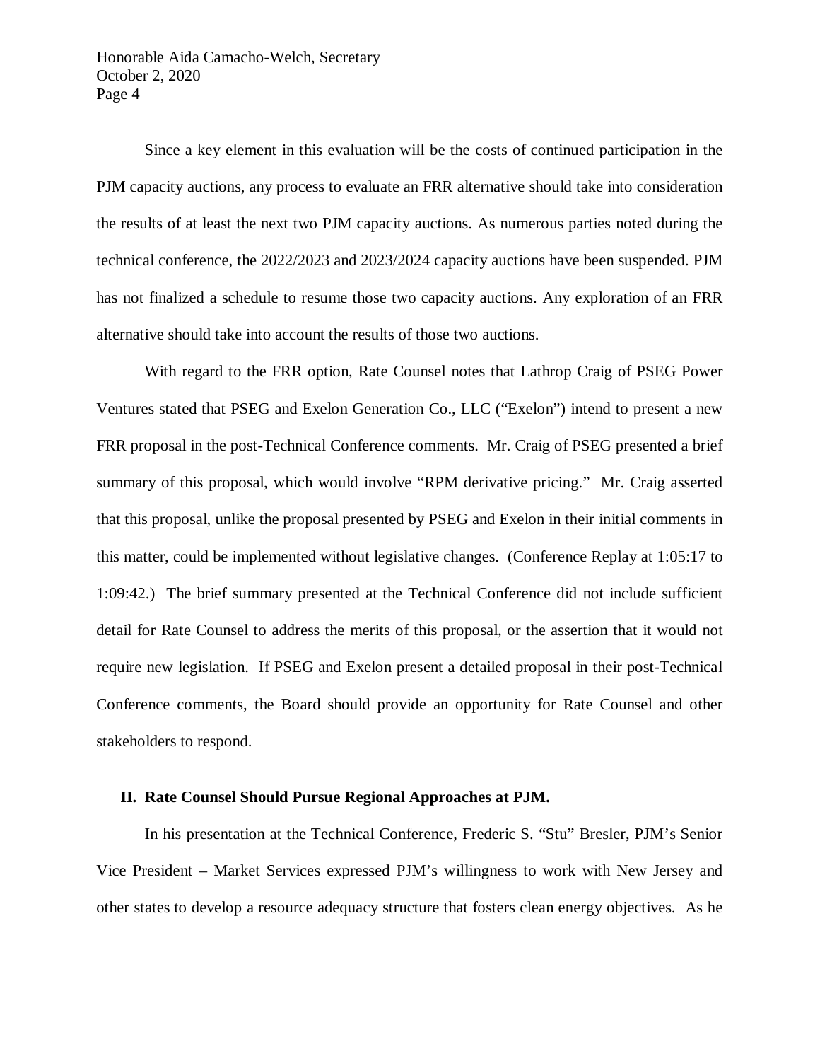Since a key element in this evaluation will be the costs of continued participation in the PJM capacity auctions, any process to evaluate an FRR alternative should take into consideration the results of at least the next two PJM capacity auctions. As numerous parties noted during the technical conference, the 2022/2023 and 2023/2024 capacity auctions have been suspended. PJM has not finalized a schedule to resume those two capacity auctions. Any exploration of an FRR alternative should take into account the results of those two auctions.

With regard to the FRR option, Rate Counsel notes that Lathrop Craig of PSEG Power Ventures stated that PSEG and Exelon Generation Co., LLC ("Exelon") intend to present a new FRR proposal in the post-Technical Conference comments. Mr. Craig of PSEG presented a brief summary of this proposal, which would involve "RPM derivative pricing." Mr. Craig asserted that this proposal, unlike the proposal presented by PSEG and Exelon in their initial comments in this matter, could be implemented without legislative changes. (Conference Replay at 1:05:17 to 1:09:42.) The brief summary presented at the Technical Conference did not include sufficient detail for Rate Counsel to address the merits of this proposal, or the assertion that it would not require new legislation. If PSEG and Exelon present a detailed proposal in their post-Technical Conference comments, the Board should provide an opportunity for Rate Counsel and other stakeholders to respond.

## II. Rate Counsel Should Pursue Regional Approaches at PJM.

In his presentation at the Technical Conference, Frederic S. "Stu" Bresler, PJM's Senior Vice President – Market Services expressed PJM's willingness to work with New Jersey and other states to develop a resource adequacy structure that fosters clean energy objectives. As he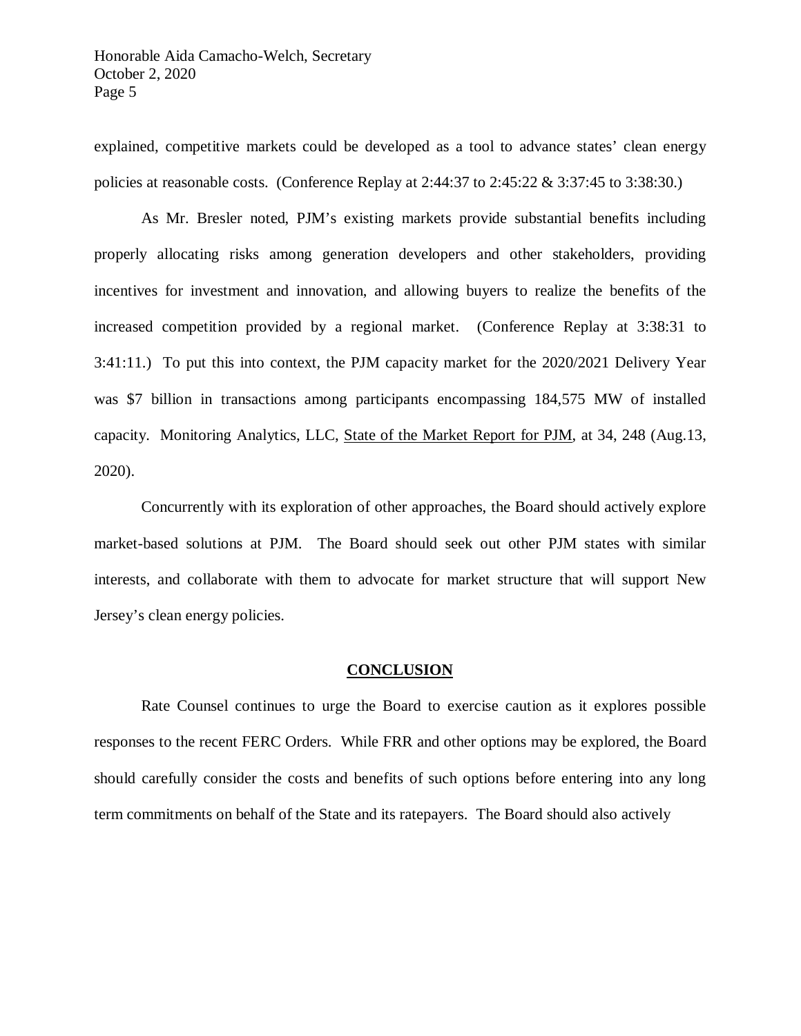explained, competitive markets could be developed as a tool to advance states' clean energy policies at reasonable costs. (Conference Replay at 2:44:37 to 2:45:22 & 3:37:45 to 3:38:30.)

As Mr. Bresler noted, PJM's existing markets provide substantial benefits including properly allocating risks among generation developers and other stakeholders, providing incentives for investment and innovation, and allowing buyers to realize the benefits of the increased competition provided by a regional market. (Conference Replay at 3:38:31 to 3:41:11.) To put this into context, the PJM capacity market for the 2020/2021 Delivery Year was $7 billion in transactions among participants encompassing 184,575 MW of installed capacity. Monitoring Analytics, LLC, State of the Market Report for PJM, at 34, 248 (Aug.13, 2020).

Concurrently with its exploration of other approaches, the Board should actively explore market-based solutions at PJM. The Board should seek out other PJM states with similar interests, and collaborate with them to advocate for market structure that will support New Jersey's clean energy policies.

## CONCLUSION

Rate Counsel continues to urge the Board to exercise caution as it explores possible responses to the recent FERC Orders. While FRR and other options may be explored, the Board should carefully consider the costs and benefits of such options before entering into any long term commitments on behalf of the State and its ratepayers. The Board should also actively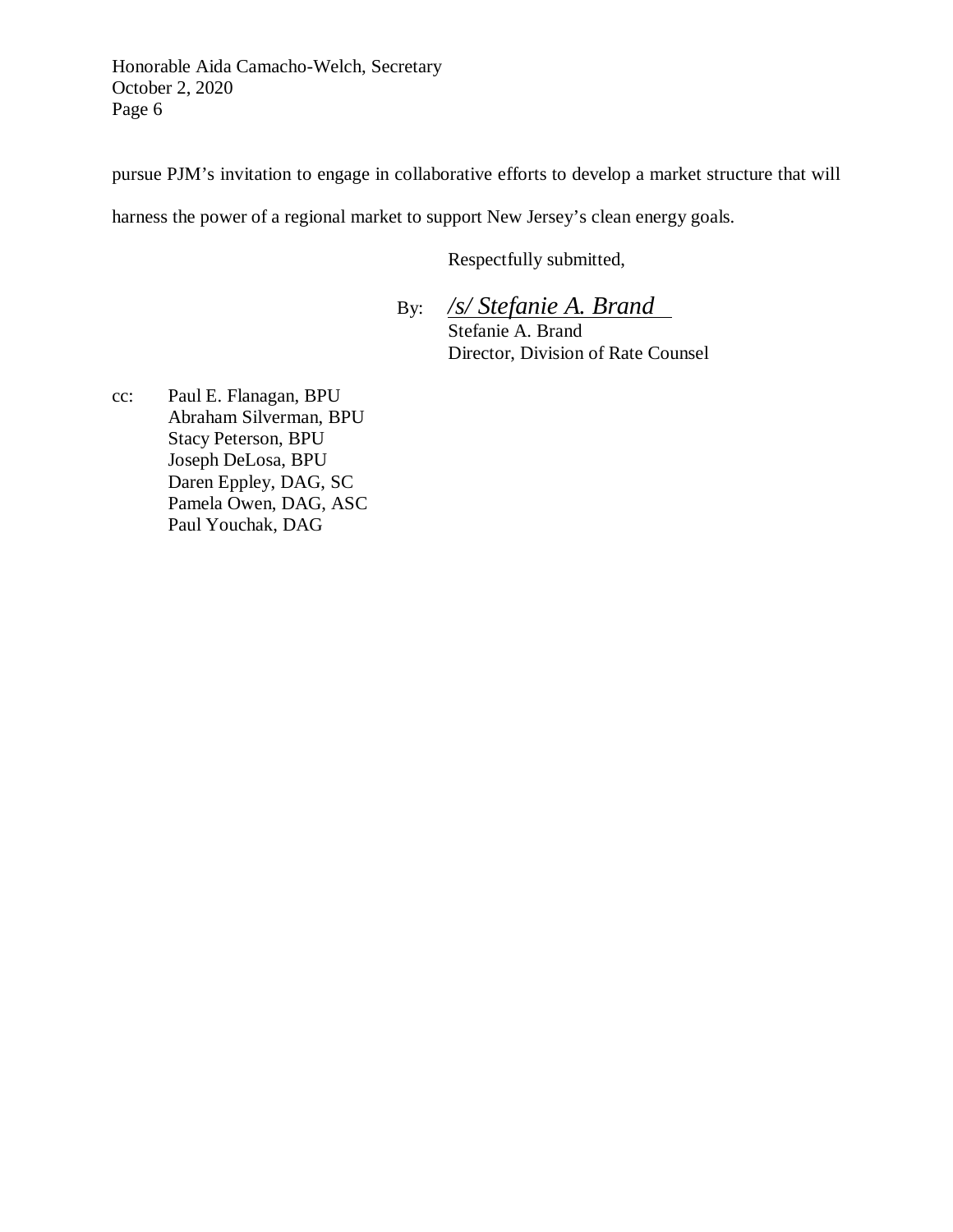pursue PJM's invitation to engage in collaborative efforts to develop a market structure that will harness the power of a regional market to support New Jersey's clean energy goals.

Respectfully submitted,

By: */s/ Stefanie A. Brand*
Stefanie A. Brand
Director, Division of Rate Counsel

cc: Paul E. Flanagan, BPU
Abraham Silverman, BPU
Stacy Peterson, BPU
Joseph DeLosa, BPU
Daren Eppley, DAG, SC
Pamela Owen, DAG, ASC
Paul Youchak, DAG